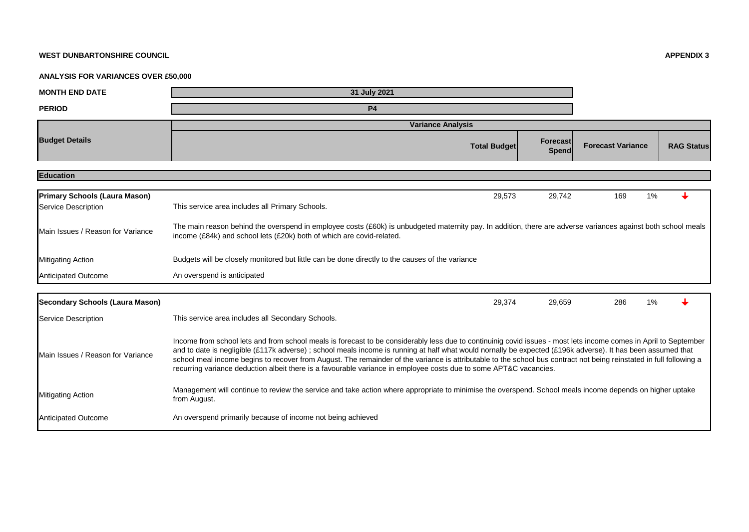**WEST DUNBARTONSHIRE COUNCIL** **APPENDIX 3**

**ANALYSIS FOR VARIANCES OVER £50,000**

| | |
|---|---|
| **MONTH END DATE** | **31 July 2021** |
| **PERIOD** | **P4** |

| **Budget Details** | **Variance Analysis** | | | | | |
|---|---|---|---|---|---|---|
| | | **Total Budget** | **Forecast Spend** | **Forecast Variance** | | **RAG Status** |
| **Education** | | | | | | |
| **Primary Schools (Laura Mason)** | | 29,573 | 29,742 | 169 | 1% | ↓ |
| Service Description | This service area includes all Primary Schools. | | | | | |
| Main Issues / Reason for Variance | The main reason behind the overspend in employee costs (£60k) is unbudgeted maternity pay. In addition, there are adverse variances against both school meals income (£84k) and school lets (£20k) both of which are covid-related. | | | | | |
| Mitigating Action | Budgets will be closely monitored but little can be done directly to the causes of the variance | | | | | |
| Anticipated Outcome | An overspend is anticipated | | | | | |
| **Secondary Schools (Laura Mason)** | | 29,374 | 29,659 | 286 | 1% | ↓ |
| Service Description | This service area includes all Secondary Schools. | | | | | |
| Main Issues / Reason for Variance | Income from school lets and from school meals is forecast to be considerably less due to continuinig covid issues - most lets income comes in April to September and to date is negligible (£117k adverse) ; school meals income is running at half what would nornally be expected (£196k adverse). It has been assumed that school meal income begins to recover from August. The remainder of the variance is attributable to the school bus contract not being reinstated in full following a recurring variance deduction albeit there is a favourable variance in employee costs due to some APT&C vacancies. | | | | | |
| Mitigating Action | Management will continue to review the service and take action where appropriate to minimise the overspend. School meals income depends on higher uptake from August. | | | | | |
| Anticipated Outcome | An overspend primarily because of income not being achieved | | | | | |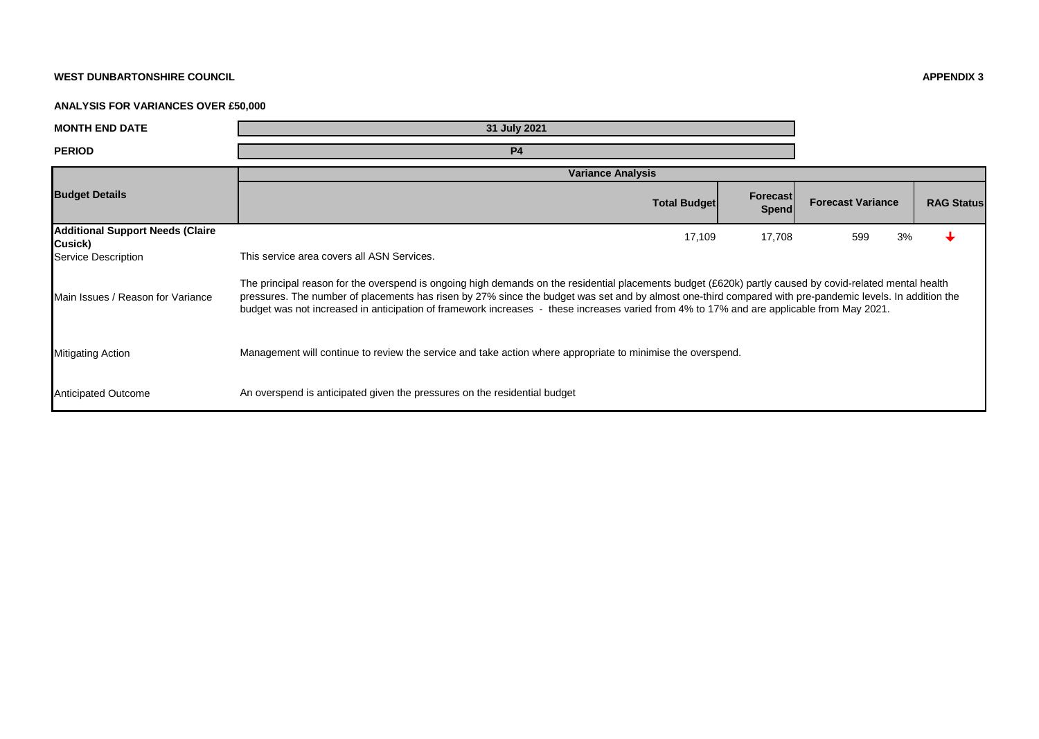**WEST DUNBARTONSHIRE COUNCIL** **APPENDIX 3**

**ANALYSIS FOR VARIANCES OVER £50,000**

| | |
|---|---|
| **MONTH END DATE** | **31 July 2021** |
| **PERIOD** | **P4** |

| **Budget Details** | **Variance Analysis** | | | | |
|---|---|---|---|---|---|
| | **Total Budget** | **Forecast Spend** | **Forecast Variance** | | **RAG Status** |
| **Additional Support Needs (Claire Cusick)** | 17,109 | 17,708 | 599 | 3% | ↓ |
| Service Description | This service area covers all ASN Services. | | | | |
| Main Issues / Reason for Variance | The principal reason for the overspend is ongoing high demands on the residential placements budget (£620k) partly caused by covid-related mental health pressures. The number of placements has risen by 27% since the budget was set and by almost one-third compared with pre-pandemic levels. In addition the budget was not increased in anticipation of framework increases - these increases varied from 4% to 17% and are applicable from May 2021. | | | | |
| Mitigating Action | Management will continue to review the service and take action where appropriate to minimise the overspend. | | | | |
| Anticipated Outcome | An overspend is anticipated given the pressures on the residential budget | | | | |